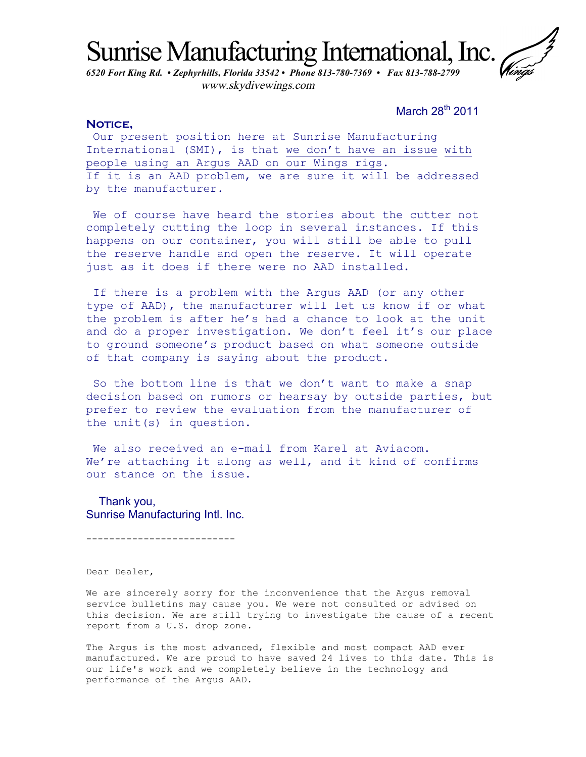# Sunrise Manufacturing International, Inc.

*6520 Fort King Rd. • Zephyrhills, Florida 33542 • Phone 813-780-7369 • Fax 813-788-2799*
*www.skydivewings.com*

March 28th 2011

**NOTICE,**

Our present position here at Sunrise Manufacturing International (SMI), is that we don't have an issue with people using an Argus AAD on our Wings rigs. If it is an AAD problem, we are sure it will be addressed by the manufacturer.

We of course have heard the stories about the cutter not completely cutting the loop in several instances. If this happens on our container, you will still be able to pull the reserve handle and open the reserve. It will operate just as it does if there were no AAD installed.

If there is a problem with the Argus AAD (or any other type of AAD), the manufacturer will let us know if or what the problem is after he's had a chance to look at the unit and do a proper investigation. We don't feel it's our place to ground someone's product based on what someone outside of that company is saying about the product.

So the bottom line is that we don't want to make a snap decision based on rumors or hearsay by outside parties, but prefer to review the evaluation from the manufacturer of the unit(s) in question.

We also received an e-mail from Karel at Aviacom. We're attaching it along as well, and it kind of confirms our stance on the issue.

Thank you,
Sunrise Manufacturing Intl. Inc.

--------------------------

Dear Dealer,

We are sincerely sorry for the inconvenience that the Argus removal service bulletins may cause you. We were not consulted or advised on this decision. We are still trying to investigate the cause of a recent report from a U.S. drop zone.

The Argus is the most advanced, flexible and most compact AAD ever manufactured. We are proud to have saved 24 lives to this date. This is our life's work and we completely believe in the technology and performance of the Argus AAD.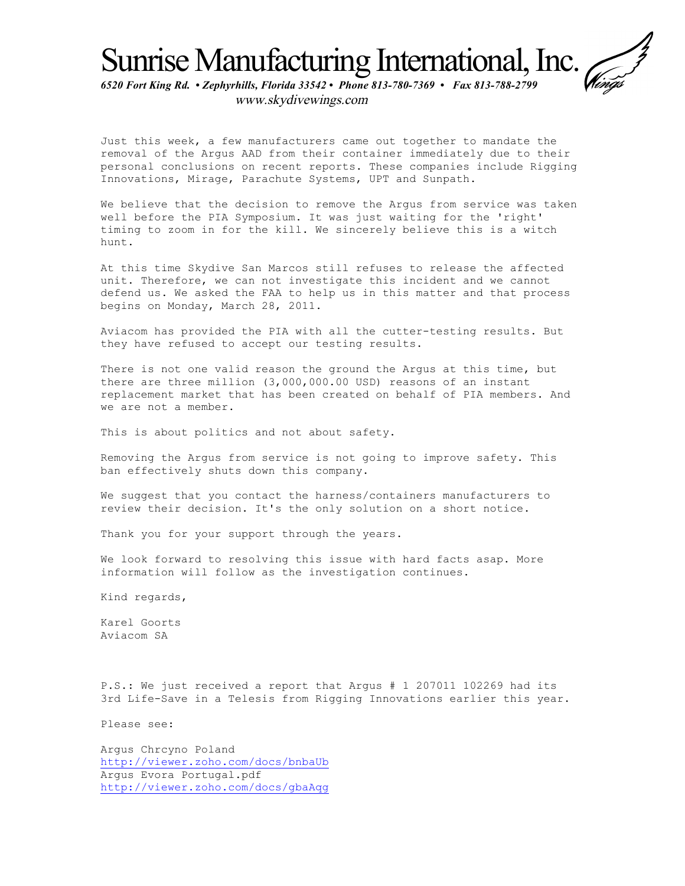# Sunrise Manufacturing International, Inc.

*6520 Fort King Rd. • Zephyrhills, Florida 33542 • Phone 813-780-7369 • Fax 813-788-2799*
www.skydivewings.com

Just this week, a few manufacturers came out together to mandate the removal of the Argus AAD from their container immediately due to their personal conclusions on recent reports. These companies include Rigging Innovations, Mirage, Parachute Systems, UPT and Sunpath.

We believe that the decision to remove the Argus from service was taken well before the PIA Symposium. It was just waiting for the 'right' timing to zoom in for the kill. We sincerely believe this is a witch hunt.

At this time Skydive San Marcos still refuses to release the affected unit. Therefore, we can not investigate this incident and we cannot defend us. We asked the FAA to help us in this matter and that process begins on Monday, March 28, 2011.

Aviacom has provided the PIA with all the cutter-testing results. But they have refused to accept our testing results.

There is not one valid reason the ground the Argus at this time, but there are three million (3,000,000.00 USD) reasons of an instant replacement market that has been created on behalf of PIA members. And we are not a member.

This is about politics and not about safety.

Removing the Argus from service is not going to improve safety. This ban effectively shuts down this company.

We suggest that you contact the harness/containers manufacturers to review their decision. It's the only solution on a short notice.

Thank you for your support through the years.

We look forward to resolving this issue with hard facts asap. More information will follow as the investigation continues.

Kind regards,

Karel Goorts
Aviacom SA

P.S.: We just received a report that Argus # 1 207011 102269 had its 3rd Life-Save in a Telesis from Rigging Innovations earlier this year.

Please see:

Argus Chrcyno Poland
http://viewer.zoho.com/docs/bnbaUb
Argus Evora Portugal.pdf
http://viewer.zoho.com/docs/gbaAqg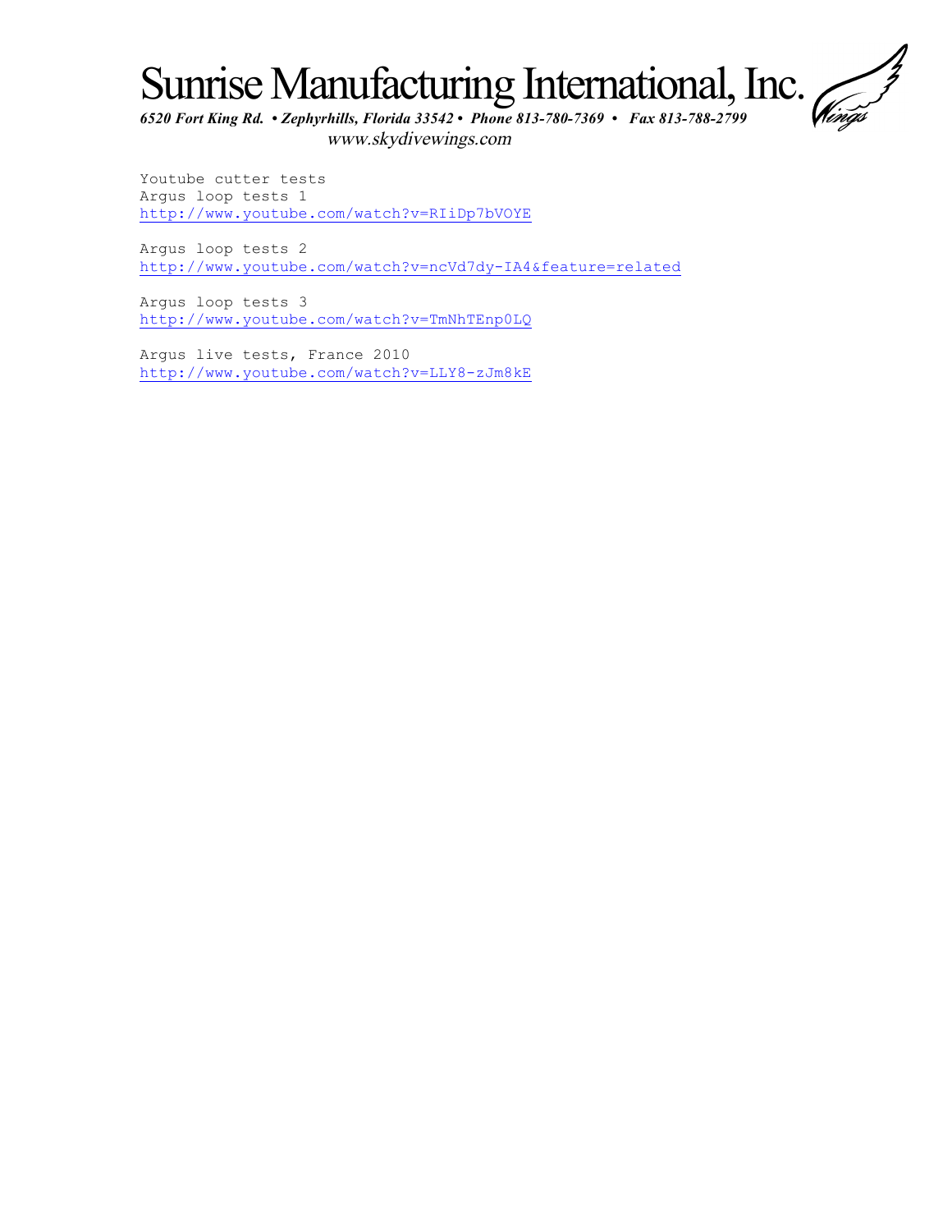# Sunrise Manufacturing International, Inc.

***6520 Fort King Rd. • Zephyrhills, Florida 33542 • Phone 813-780-7369 • Fax 813-788-2799***

*www.skydivewings.com*

Youtube cutter tests
Argus loop tests 1
http://www.youtube.com/watch?v=RIiDp7bVOYE

Argus loop tests 2
http://www.youtube.com/watch?v=ncVd7dy-IA4&feature=related

Argus loop tests 3
http://www.youtube.com/watch?v=TmNhTEnp0LQ

Argus live tests, France 2010
http://www.youtube.com/watch?v=LLY8-zJm8kE